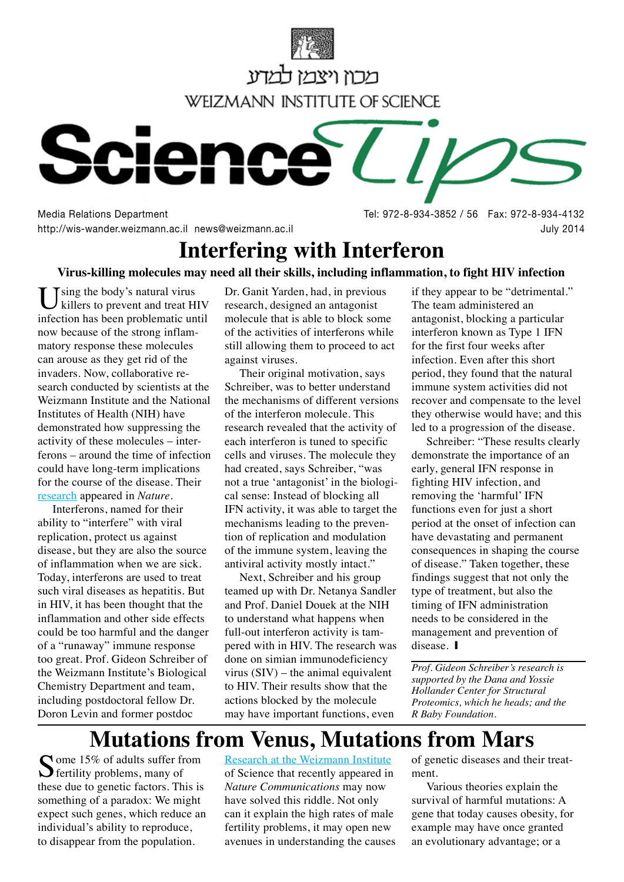מכון ויצמן למדע

WEIZMANN INSTITUTE OF SCIENCE

# Science Tips

Media Relations Department
http://wis-wander.weizmann.ac.il news@weizmann.ac.il

Tel: 972-8-934-3852 / 56 Fax: 972-8-934-4132
July 2014

## Interfering with Interferon

**Virus-killing molecules may need all their skills, including inflammation, to fight HIV infection**

Using the body's natural virus killers to prevent and treat HIV infection has been problematic until now because of the strong inflammatory response these molecules can arouse as they get rid of the invaders. Now, collaborative research conducted by scientists at the Weizmann Institute and the National Institutes of Health (NIH) have demonstrated how suppressing the activity of these molecules – interferons – around the time of infection could have long-term implications for the course of the disease. Their research appeared in *Nature*.

Interferons, named for their ability to "interfere" with viral replication, protect us against disease, but they are also the source of inflammation when we are sick. Today, interferons are used to treat such viral diseases as hepatitis. But in HIV, it has been thought that the inflammation and other side effects could be too harmful and the danger of a "runaway" immune response too great. Prof. Gideon Schreiber of the Weizmann Institute's Biological Chemistry Department and team, including postdoctoral fellow Dr. Doron Levin and former postdoc Dr. Ganit Yarden, had, in previous research, designed an antagonist molecule that is able to block some of the activities of interferons while still allowing them to proceed to act against viruses.

Their original motivation, says Schreiber, was to better understand the mechanisms of different versions of the interferon molecule. This research revealed that the activity of each interferon is tuned to specific cells and viruses. The molecule they had created, says Schreiber, "was not a true 'antagonist' in the biological sense: Instead of blocking all IFN activity, it was able to target the mechanisms leading to the prevention of replication and modulation of the immune system, leaving the antiviral activity mostly intact."

Next, Schreiber and his group teamed up with Dr. Netanya Sandler and Prof. Daniel Douek at the NIH to understand what happens when full-out interferon activity is tampered with in HIV. The research was done on simian immunodeficiency virus (SIV) – the animal equivalent to HIV. Their results show that the actions blocked by the molecule may have important functions, even if they appear to be "detrimental." The team administered an antagonist, blocking a particular interferon known as Type 1 IFN for the first four weeks after infection. Even after this short period, they found that the natural immune system activities did not recover and compensate to the level they otherwise would have; and this led to a progression of the disease.

Schreiber: "These results clearly demonstrate the importance of an early, general IFN response in fighting HIV infection, and removing the 'harmful' IFN functions even for just a short period at the onset of infection can have devastating and permanent consequences in shaping the course of disease." Taken together, these findings suggest that not only the type of treatment, but also the timing of IFN administration needs to be considered in the management and prevention of disease.

*Prof. Gideon Schreiber's research is supported by the Dana and Yossie Hollander Center for Structural Proteomics, which he heads; and the R Baby Foundation.*

## Mutations from Venus, Mutations from Mars

Some 15% of adults suffer from fertility problems, many of these due to genetic factors. This is something of a paradox: We might expect such genes, which reduce an individual's ability to reproduce, to disappear from the population. Research at the Weizmann Institute of Science that recently appeared in *Nature Communications* may now have solved this riddle. Not only can it explain the high rates of male fertility problems, it may open new avenues in understanding the causes of genetic diseases and their treatment.

Various theories explain the survival of harmful mutations: A gene that today causes obesity, for example may have once granted an evolutionary advantage; or a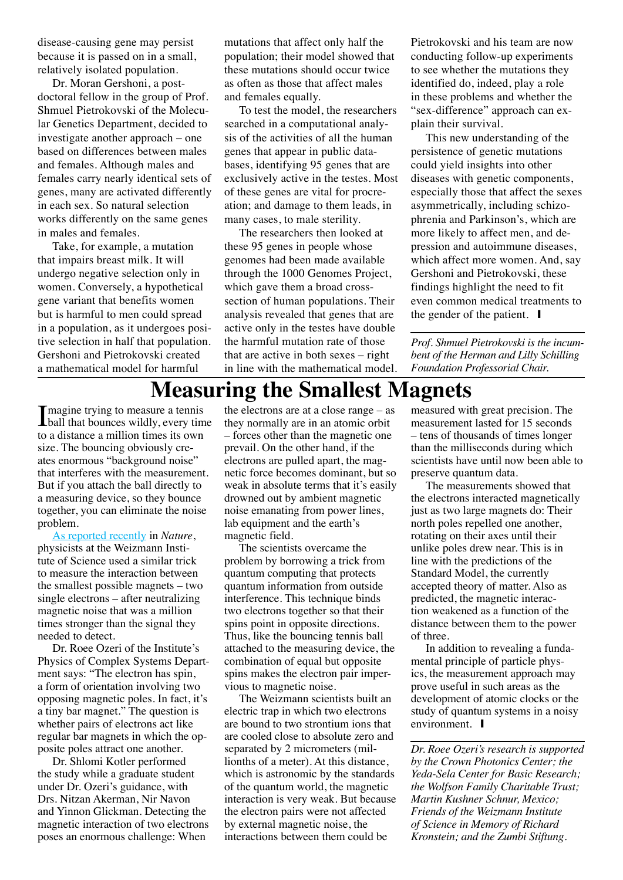disease-causing gene may persist because it is passed on in a small, relatively isolated population.

Dr. Moran Gershoni, a postdoctoral fellow in the group of Prof. Shmuel Pietrokovski of the Molecular Genetics Department, decided to investigate another approach – one based on differences between males and females. Although males and females carry nearly identical sets of genes, many are activated differently in each sex. So natural selection works differently on the same genes in males and females.

Take, for example, a mutation that impairs breast milk. It will undergo negative selection only in women. Conversely, a hypothetical gene variant that benefits women but is harmful to men could spread in a population, as it undergoes positive selection in half that population. Gershoni and Pietrokovski created a mathematical model for harmful mutations that affect only half the population; their model showed that these mutations should occur twice as often as those that affect males and females equally.

To test the model, the researchers searched in a computational analysis of the activities of all the human genes that appear in public databases, identifying 95 genes that are exclusively active in the testes. Most of these genes are vital for procreation; and damage to them leads, in many cases, to male sterility.

The researchers then looked at these 95 genes in people whose genomes had been made available through the 1000 Genomes Project, which gave them a broad cross-section of human populations. Their analysis revealed that genes that are active only in the testes have double the harmful mutation rate of those that are active in both sexes – right in line with the mathematical model. Pietrokovski and his team are now conducting follow-up experiments to see whether the mutations they identified do, indeed, play a role in these problems and whether the "sex-difference" approach can explain their survival.

This new understanding of the persistence of genetic mutations could yield insights into other diseases with genetic components, especially those that affect the sexes asymmetrically, including schizophrenia and Parkinson's, which are more likely to affect men, and depression and autoimmune diseases, which affect more women. And, say Gershoni and Pietrokovski, these findings highlight the need to fit even common medical treatments to the gender of the patient.

*Prof. Shmuel Pietrokovski is the incumbent of the Herman and Lilly Schilling Foundation Professorial Chair.*

# Measuring the Smallest Magnets

Imagine trying to measure a tennis ball that bounces wildly, every time to a distance a million times its own size. The bouncing obviously creates enormous "background noise" that interferes with the measurement. But if you attach the ball directly to a measuring device, so they bounce together, you can eliminate the noise problem.

As reported recently in *Nature*, physicists at the Weizmann Institute of Science used a similar trick to measure the interaction between the smallest possible magnets – two single electrons – after neutralizing magnetic noise that was a million times stronger than the signal they needed to detect.

Dr. Roee Ozeri of the Institute's Physics of Complex Systems Department says: "The electron has spin, a form of orientation involving two opposing magnetic poles. In fact, it's a tiny bar magnet." The question is whether pairs of electrons act like regular bar magnets in which the opposite poles attract one another.

Dr. Shlomi Kotler performed the study while a graduate student under Dr. Ozeri's guidance, with Drs. Nitzan Akerman, Nir Navon and Yinnon Glickman. Detecting the magnetic interaction of two electrons poses an enormous challenge: When the electrons are at a close range – as they normally are in an atomic orbit – forces other than the magnetic one prevail. On the other hand, if the electrons are pulled apart, the magnetic force becomes dominant, but so weak in absolute terms that it's easily drowned out by ambient magnetic noise emanating from power lines, lab equipment and the earth's magnetic field.

The scientists overcame the problem by borrowing a trick from quantum computing that protects quantum information from outside interference. This technique binds two electrons together so that their spins point in opposite directions. Thus, like the bouncing tennis ball attached to the measuring device, the combination of equal but opposite spins makes the electron pair impervious to magnetic noise.

The Weizmann scientists built an electric trap in which two electrons are bound to two strontium ions that are cooled close to absolute zero and separated by 2 micrometers (millionths of a meter). At this distance, which is astronomic by the standards of the quantum world, the magnetic interaction is very weak. But because the electron pairs were not affected by external magnetic noise, the interactions between them could be measured with great precision. The measurement lasted for 15 seconds – tens of thousands of times longer than the milliseconds during which scientists have until now been able to preserve quantum data.

The measurements showed that the electrons interacted magnetically just as two large magnets do: Their north poles repelled one another, rotating on their axes until their unlike poles drew near. This is in line with the predictions of the Standard Model, the currently accepted theory of matter. Also as predicted, the magnetic interaction weakened as a function of the distance between them to the power of three.

In addition to revealing a fundamental principle of particle physics, the measurement approach may prove useful in such areas as the development of atomic clocks or the study of quantum systems in a noisy environment.

*Dr. Roee Ozeri's research is supported by the Crown Photonics Center; the Yeda-Sela Center for Basic Research; the Wolfson Family Charitable Trust; Martin Kushner Schnur, Mexico; Friends of the Weizmann Institute of Science in Memory of Richard Kronstein; and the Zumbi Stiftung.*